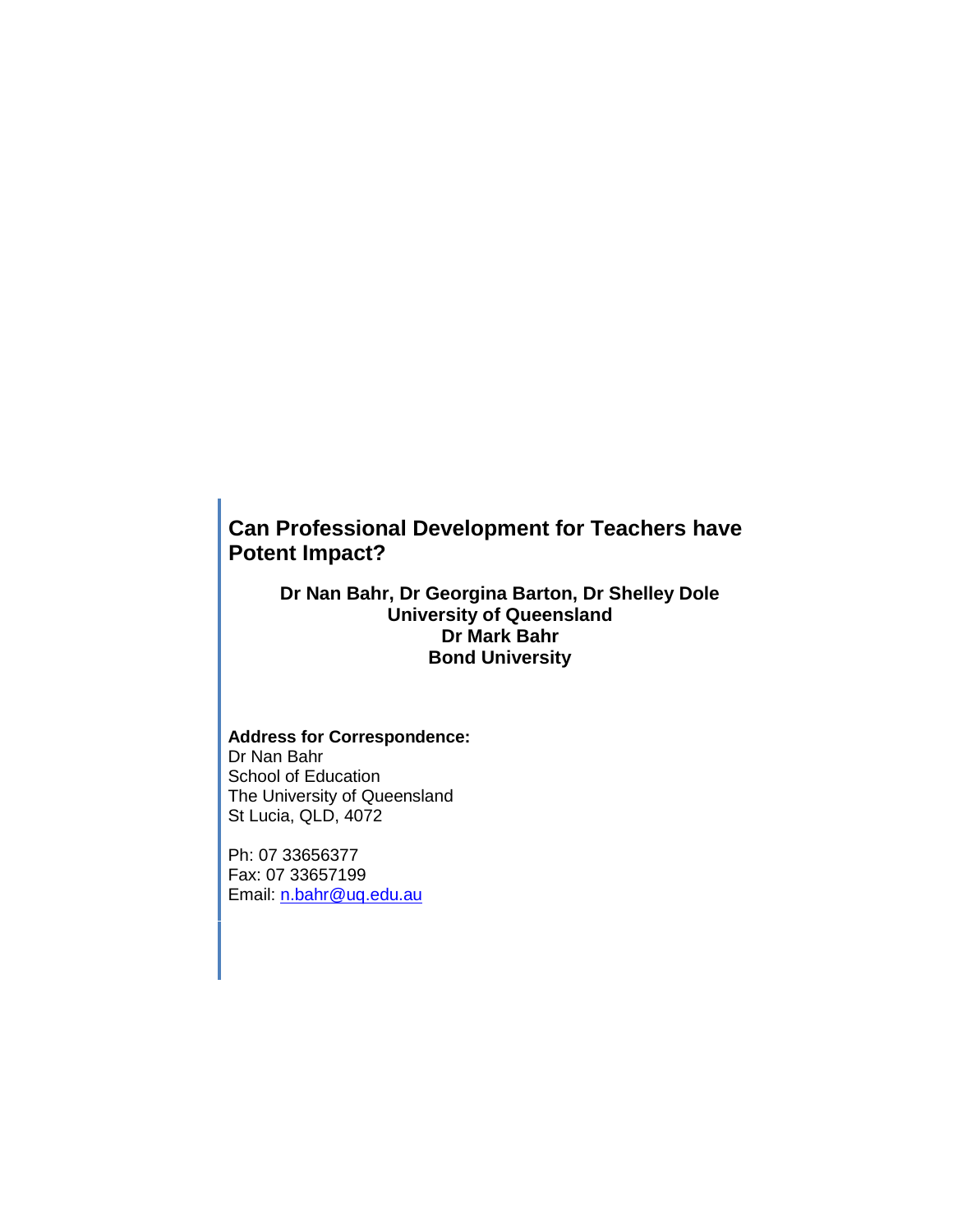# Can Professional Development for Teachers have Potent Impact?

**Dr Nan Bahr, Dr Georgina Barton, Dr Shelley Dole**
**University of Queensland**
**Dr Mark Bahr**
**Bond University**

**Address for Correspondence:**
Dr Nan Bahr
School of Education
The University of Queensland
St Lucia, QLD, 4072

Ph: 07 33656377
Fax: 07 33657199
Email: n.bahr@uq.edu.au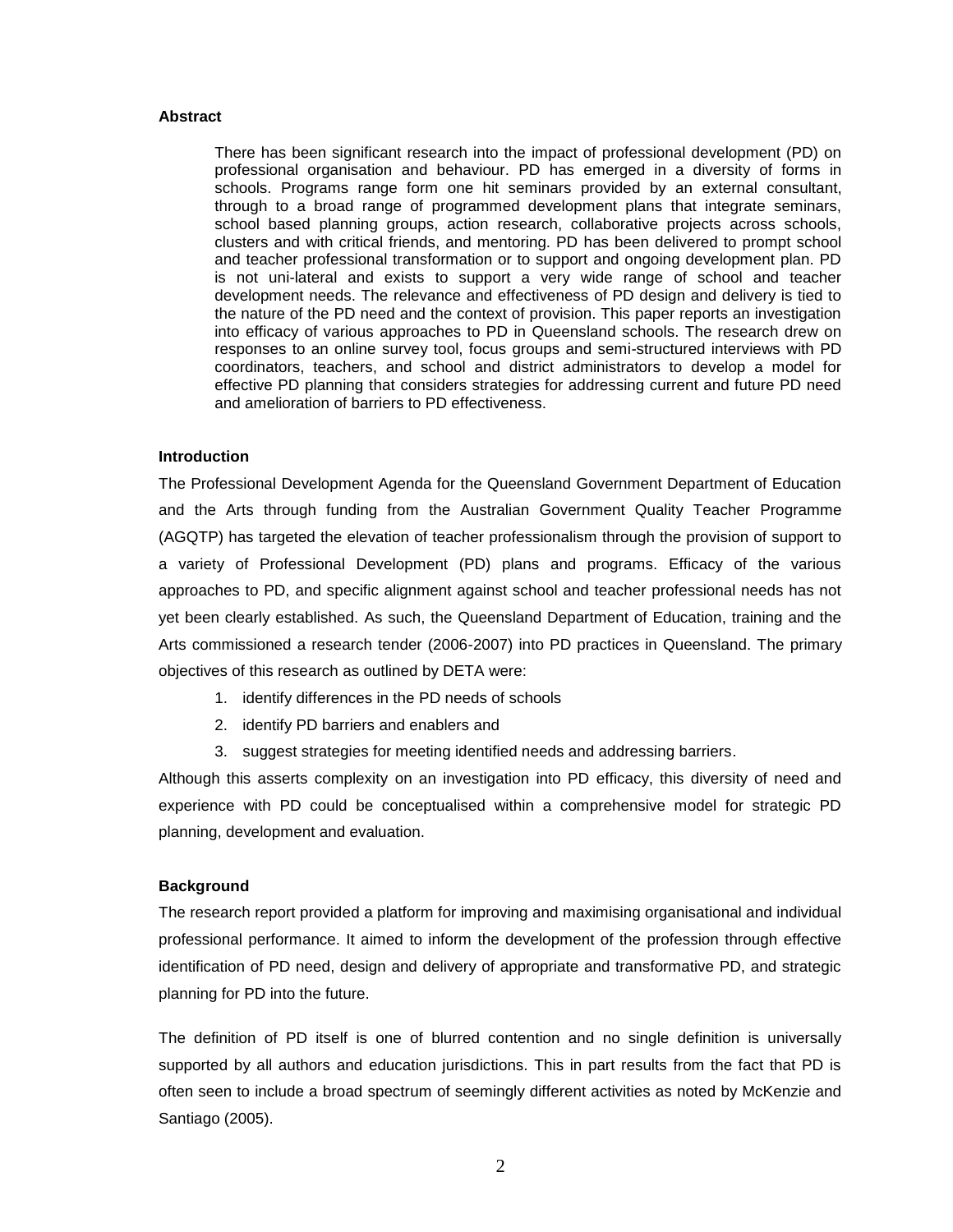**Abstract**

> There has been significant research into the impact of professional development (PD) on professional organisation and behaviour. PD has emerged in a diversity of forms in schools. Programs range form one hit seminars provided by an external consultant, through to a broad range of programmed development plans that integrate seminars, school based planning groups, action research, collaborative projects across schools, clusters and with critical friends, and mentoring. PD has been delivered to prompt school and teacher professional transformation or to support and ongoing development plan. PD is not uni-lateral and exists to support a very wide range of school and teacher development needs. The relevance and effectiveness of PD design and delivery is tied to the nature of the PD need and the context of provision. This paper reports an investigation into efficacy of various approaches to PD in Queensland schools. The research drew on responses to an online survey tool, focus groups and semi-structured interviews with PD coordinators, teachers, and school and district administrators to develop a model for effective PD planning that considers strategies for addressing current and future PD need and amelioration of barriers to PD effectiveness.

**Introduction**

The Professional Development Agenda for the Queensland Government Department of Education and the Arts through funding from the Australian Government Quality Teacher Programme (AGQTP) has targeted the elevation of teacher professionalism through the provision of support to a variety of Professional Development (PD) plans and programs. Efficacy of the various approaches to PD, and specific alignment against school and teacher professional needs has not yet been clearly established. As such, the Queensland Department of Education, training and the Arts commissioned a research tender (2006-2007) into PD practices in Queensland. The primary objectives of this research as outlined by DETA were:

1. identify differences in the PD needs of schools
2. identify PD barriers and enablers and
3. suggest strategies for meeting identified needs and addressing barriers.

Although this asserts complexity on an investigation into PD efficacy, this diversity of need and experience with PD could be conceptualised within a comprehensive model for strategic PD planning, development and evaluation.

**Background**

The research report provided a platform for improving and maximising organisational and individual professional performance. It aimed to inform the development of the profession through effective identification of PD need, design and delivery of appropriate and transformative PD, and strategic planning for PD into the future.

The definition of PD itself is one of blurred contention and no single definition is universally supported by all authors and education jurisdictions. This in part results from the fact that PD is often seen to include a broad spectrum of seemingly different activities as noted by McKenzie and Santiago (2005).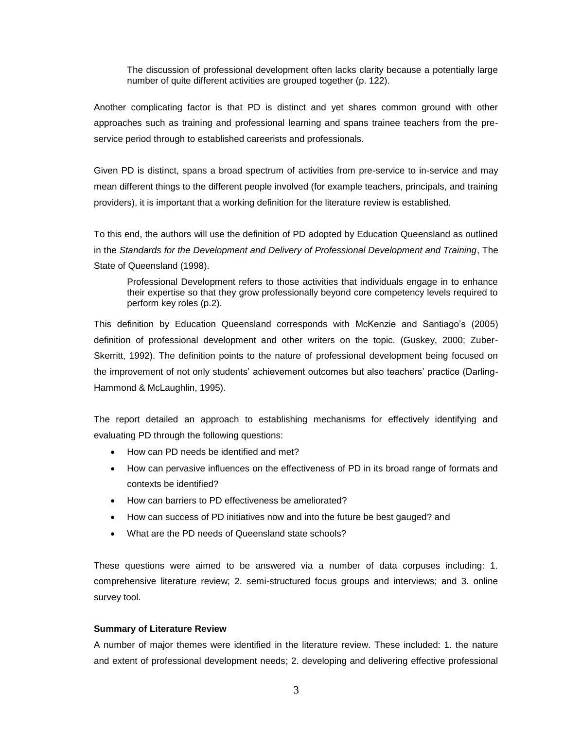> The discussion of professional development often lacks clarity because a potentially large number of quite different activities are grouped together (p. 122).

Another complicating factor is that PD is distinct and yet shares common ground with other approaches such as training and professional learning and spans trainee teachers from the pre-service period through to established careerists and professionals.

Given PD is distinct, spans a broad spectrum of activities from pre-service to in-service and may mean different things to the different people involved (for example teachers, principals, and training providers), it is important that a working definition for the literature review is established.

To this end, the authors will use the definition of PD adopted by Education Queensland as outlined in the *Standards for the Development and Delivery of Professional Development and Training*, The State of Queensland (1998).

> Professional Development refers to those activities that individuals engage in to enhance their expertise so that they grow professionally beyond core competency levels required to perform key roles (p.2).

This definition by Education Queensland corresponds with McKenzie and Santiago's (2005) definition of professional development and other writers on the topic. (Guskey, 2000; Zuber-Skerritt, 1992). The definition points to the nature of professional development being focused on the improvement of not only students' achievement outcomes but also teachers' practice (Darling-Hammond & McLaughlin, 1995).

The report detailed an approach to establishing mechanisms for effectively identifying and evaluating PD through the following questions:

- How can PD needs be identified and met?
- How can pervasive influences on the effectiveness of PD in its broad range of formats and contexts be identified?
- How can barriers to PD effectiveness be ameliorated?
- How can success of PD initiatives now and into the future be best gauged? and
- What are the PD needs of Queensland state schools?

These questions were aimed to be answered via a number of data corpuses including: 1. comprehensive literature review; 2. semi-structured focus groups and interviews; and 3. online survey tool.

**Summary of Literature Review**

A number of major themes were identified in the literature review. These included: 1. the nature and extent of professional development needs; 2. developing and delivering effective professional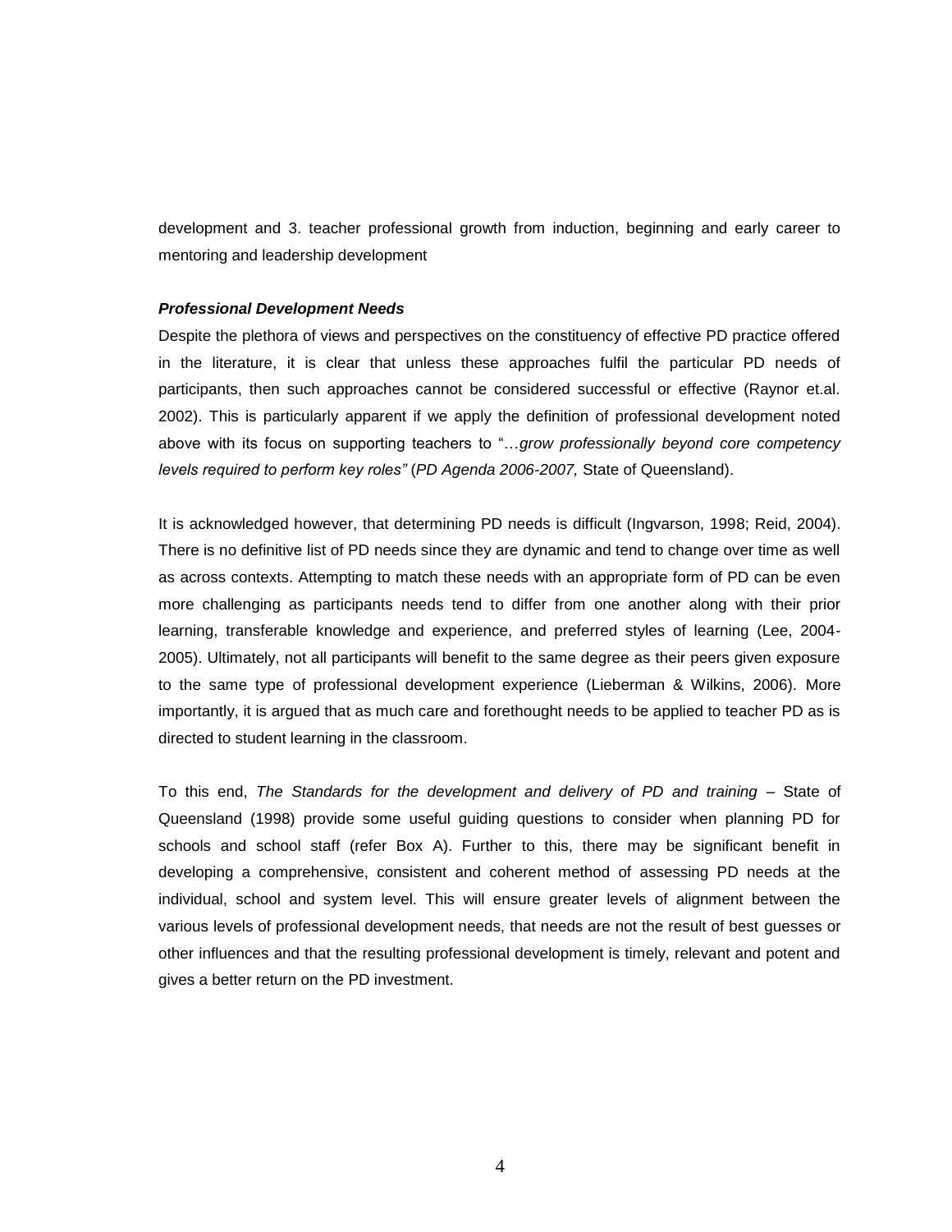development and 3. teacher professional growth from induction, beginning and early career to mentoring and leadership development

***Professional Development Needs***

Despite the plethora of views and perspectives on the constituency of effective PD practice offered in the literature, it is clear that unless these approaches fulfil the particular PD needs of participants, then such approaches cannot be considered successful or effective (Raynor et.al. 2002). This is particularly apparent if we apply the definition of professional development noted above with its focus on supporting teachers to "…*grow professionally beyond core competency levels required to perform key roles"* (*PD Agenda 2006-2007,* State of Queensland).

It is acknowledged however, that determining PD needs is difficult (Ingvarson, 1998; Reid, 2004). There is no definitive list of PD needs since they are dynamic and tend to change over time as well as across contexts. Attempting to match these needs with an appropriate form of PD can be even more challenging as participants needs tend to differ from one another along with their prior learning, transferable knowledge and experience, and preferred styles of learning (Lee, 2004-2005). Ultimately, not all participants will benefit to the same degree as their peers given exposure to the same type of professional development experience (Lieberman & Wilkins, 2006). More importantly, it is argued that as much care and forethought needs to be applied to teacher PD as is directed to student learning in the classroom.

To this end, *The Standards for the development and delivery of PD and training* – State of Queensland (1998) provide some useful guiding questions to consider when planning PD for schools and school staff (refer Box A). Further to this, there may be significant benefit in developing a comprehensive, consistent and coherent method of assessing PD needs at the individual, school and system level. This will ensure greater levels of alignment between the various levels of professional development needs, that needs are not the result of best guesses or other influences and that the resulting professional development is timely, relevant and potent and gives a better return on the PD investment.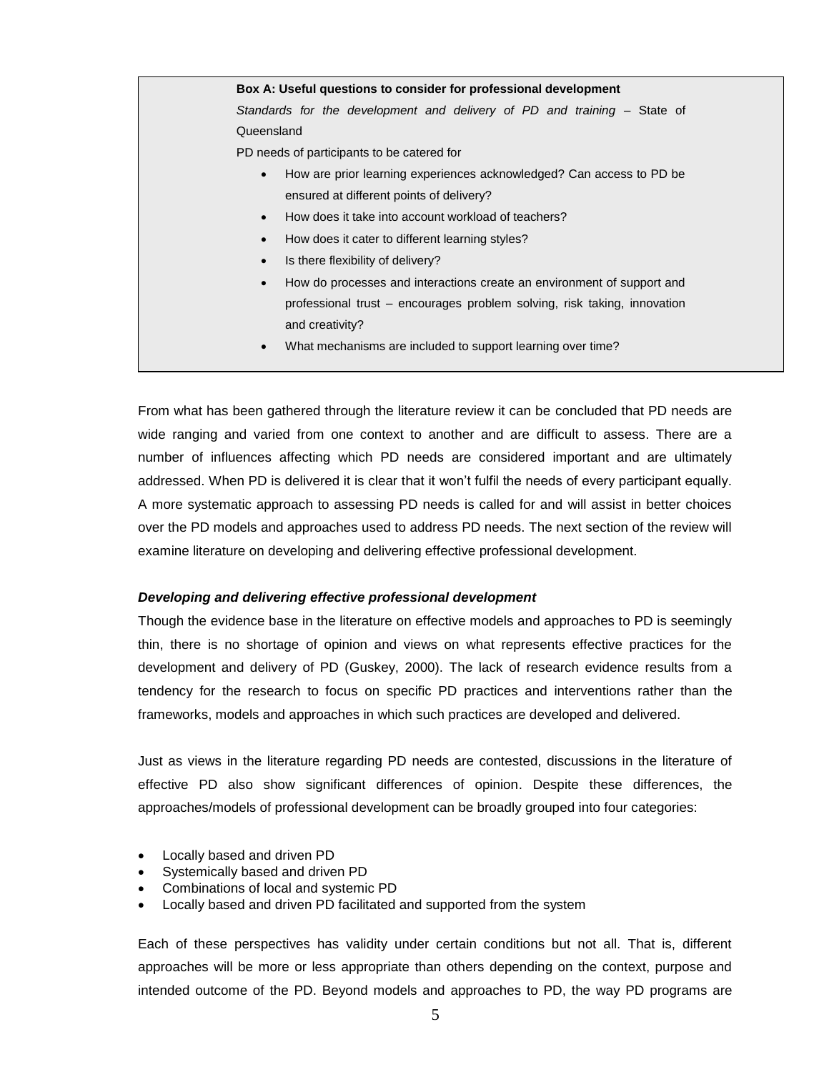**Box A: Useful questions to consider for professional development**

*Standards for the development and delivery of PD and training* – State of Queensland

PD needs of participants to be catered for

- How are prior learning experiences acknowledged? Can access to PD be ensured at different points of delivery?
- How does it take into account workload of teachers?
- How does it cater to different learning styles?
- Is there flexibility of delivery?
- How do processes and interactions create an environment of support and professional trust – encourages problem solving, risk taking, innovation and creativity?
- What mechanisms are included to support learning over time?

From what has been gathered through the literature review it can be concluded that PD needs are wide ranging and varied from one context to another and are difficult to assess. There are a number of influences affecting which PD needs are considered important and are ultimately addressed. When PD is delivered it is clear that it won't fulfil the needs of every participant equally. A more systematic approach to assessing PD needs is called for and will assist in better choices over the PD models and approaches used to address PD needs. The next section of the review will examine literature on developing and delivering effective professional development.

***Developing and delivering effective professional development***

Though the evidence base in the literature on effective models and approaches to PD is seemingly thin, there is no shortage of opinion and views on what represents effective practices for the development and delivery of PD (Guskey, 2000). The lack of research evidence results from a tendency for the research to focus on specific PD practices and interventions rather than the frameworks, models and approaches in which such practices are developed and delivered.

Just as views in the literature regarding PD needs are contested, discussions in the literature of effective PD also show significant differences of opinion. Despite these differences, the approaches/models of professional development can be broadly grouped into four categories:

- Locally based and driven PD
- Systemically based and driven PD
- Combinations of local and systemic PD
- Locally based and driven PD facilitated and supported from the system

Each of these perspectives has validity under certain conditions but not all. That is, different approaches will be more or less appropriate than others depending on the context, purpose and intended outcome of the PD. Beyond models and approaches to PD, the way PD programs are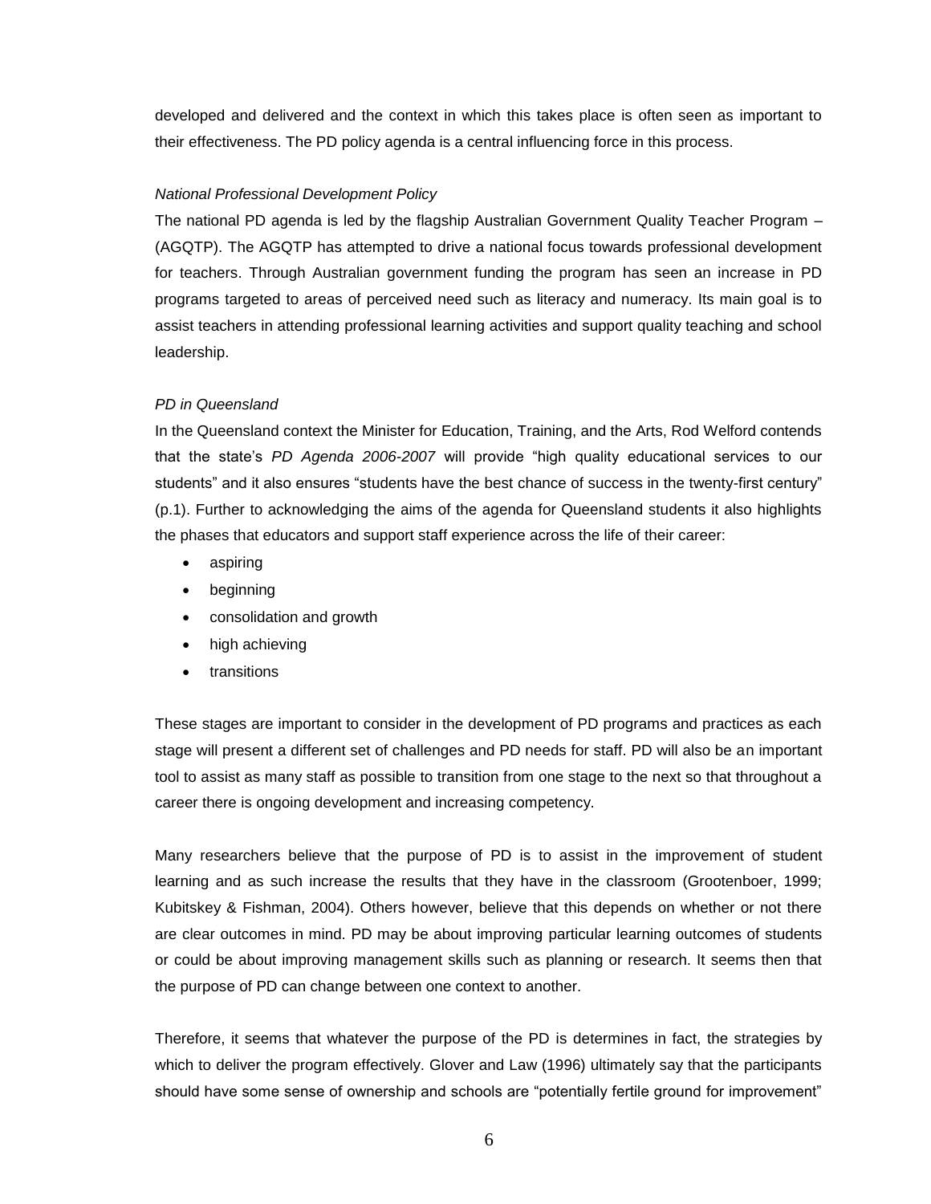developed and delivered and the context in which this takes place is often seen as important to their effectiveness. The PD policy agenda is a central influencing force in this process.

*National Professional Development Policy*

The national PD agenda is led by the flagship Australian Government Quality Teacher Program – (AGQTP). The AGQTP has attempted to drive a national focus towards professional development for teachers. Through Australian government funding the program has seen an increase in PD programs targeted to areas of perceived need such as literacy and numeracy. Its main goal is to assist teachers in attending professional learning activities and support quality teaching and school leadership.

*PD in Queensland*

In the Queensland context the Minister for Education, Training, and the Arts, Rod Welford contends that the state's *PD Agenda 2006-2007* will provide "high quality educational services to our students" and it also ensures "students have the best chance of success in the twenty-first century" (p.1). Further to acknowledging the aims of the agenda for Queensland students it also highlights the phases that educators and support staff experience across the life of their career:

- aspiring
- beginning
- consolidation and growth
- high achieving
- transitions

These stages are important to consider in the development of PD programs and practices as each stage will present a different set of challenges and PD needs for staff. PD will also be an important tool to assist as many staff as possible to transition from one stage to the next so that throughout a career there is ongoing development and increasing competency.

Many researchers believe that the purpose of PD is to assist in the improvement of student learning and as such increase the results that they have in the classroom (Grootenboer, 1999; Kubitskey & Fishman, 2004). Others however, believe that this depends on whether or not there are clear outcomes in mind. PD may be about improving particular learning outcomes of students or could be about improving management skills such as planning or research. It seems then that the purpose of PD can change between one context to another.

Therefore, it seems that whatever the purpose of the PD is determines in fact, the strategies by which to deliver the program effectively. Glover and Law (1996) ultimately say that the participants should have some sense of ownership and schools are "potentially fertile ground for improvement"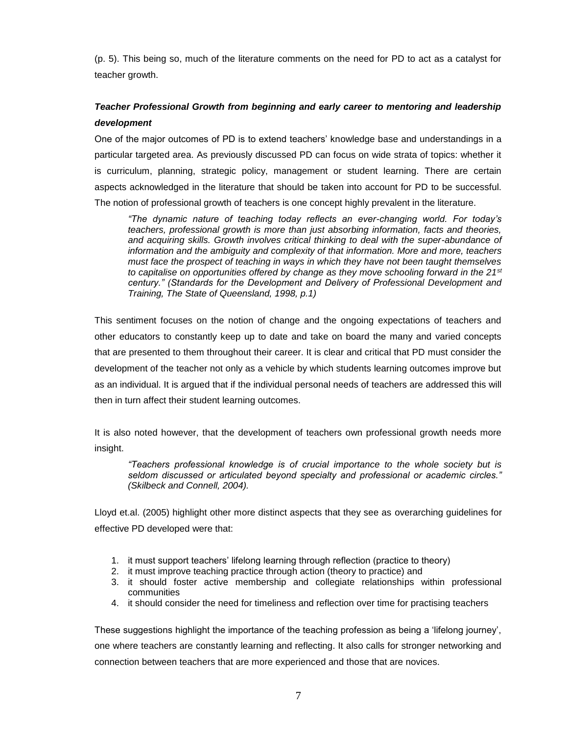(p. 5). This being so, much of the literature comments on the need for PD to act as a catalyst for teacher growth.

### ***Teacher Professional Growth from beginning and early career to mentoring and leadership development***

One of the major outcomes of PD is to extend teachers' knowledge base and understandings in a particular targeted area. As previously discussed PD can focus on wide strata of topics: whether it is curriculum, planning, strategic policy, management or student learning. There are certain aspects acknowledged in the literature that should be taken into account for PD to be successful. The notion of professional growth of teachers is one concept highly prevalent in the literature.

> *"The dynamic nature of teaching today reflects an ever-changing world. For today's teachers, professional growth is more than just absorbing information, facts and theories, and acquiring skills. Growth involves critical thinking to deal with the super-abundance of information and the ambiguity and complexity of that information. More and more, teachers must face the prospect of teaching in ways in which they have not been taught themselves to capitalise on opportunities offered by change as they move schooling forward in the 21st century." (Standards for the Development and Delivery of Professional Development and Training, The State of Queensland, 1998, p.1)*

This sentiment focuses on the notion of change and the ongoing expectations of teachers and other educators to constantly keep up to date and take on board the many and varied concepts that are presented to them throughout their career. It is clear and critical that PD must consider the development of the teacher not only as a vehicle by which students learning outcomes improve but as an individual. It is argued that if the individual personal needs of teachers are addressed this will then in turn affect their student learning outcomes.

It is also noted however, that the development of teachers own professional growth needs more insight.

> *"Teachers professional knowledge is of crucial importance to the whole society but is seldom discussed or articulated beyond specialty and professional or academic circles." (Skilbeck and Connell, 2004).*

Lloyd et.al. (2005) highlight other more distinct aspects that they see as overarching guidelines for effective PD developed were that:

1. it must support teachers' lifelong learning through reflection (practice to theory)
2. it must improve teaching practice through action (theory to practice) and
3. it should foster active membership and collegiate relationships within professional communities
4. it should consider the need for timeliness and reflection over time for practising teachers

These suggestions highlight the importance of the teaching profession as being a 'lifelong journey', one where teachers are constantly learning and reflecting. It also calls for stronger networking and connection between teachers that are more experienced and those that are novices.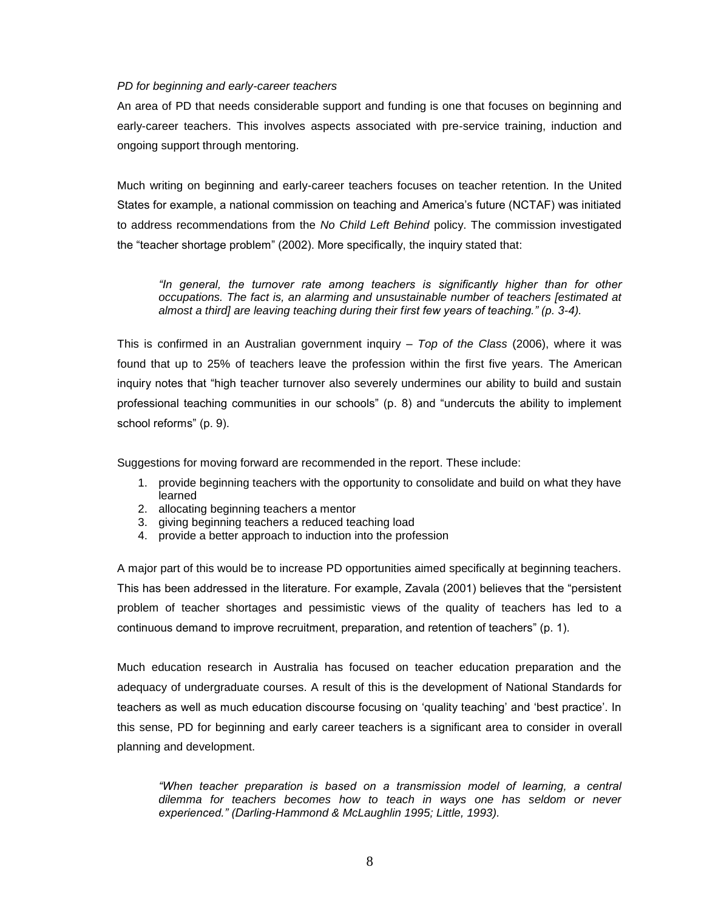*PD for beginning and early-career teachers*

An area of PD that needs considerable support and funding is one that focuses on beginning and early-career teachers. This involves aspects associated with pre-service training, induction and ongoing support through mentoring.

Much writing on beginning and early-career teachers focuses on teacher retention. In the United States for example, a national commission on teaching and America's future (NCTAF) was initiated to address recommendations from the *No Child Left Behind* policy. The commission investigated the "teacher shortage problem" (2002). More specifically, the inquiry stated that:

> *"In general, the turnover rate among teachers is significantly higher than for other occupations. The fact is, an alarming and unsustainable number of teachers [estimated at almost a third] are leaving teaching during their first few years of teaching." (p. 3-4).*

This is confirmed in an Australian government inquiry – *Top of the Class* (2006), where it was found that up to 25% of teachers leave the profession within the first five years. The American inquiry notes that "high teacher turnover also severely undermines our ability to build and sustain professional teaching communities in our schools" (p. 8) and "undercuts the ability to implement school reforms" (p. 9).

Suggestions for moving forward are recommended in the report. These include:

1. provide beginning teachers with the opportunity to consolidate and build on what they have learned
2. allocating beginning teachers a mentor
3. giving beginning teachers a reduced teaching load
4. provide a better approach to induction into the profession

A major part of this would be to increase PD opportunities aimed specifically at beginning teachers. This has been addressed in the literature. For example, Zavala (2001) believes that the "persistent problem of teacher shortages and pessimistic views of the quality of teachers has led to a continuous demand to improve recruitment, preparation, and retention of teachers" (p. 1).

Much education research in Australia has focused on teacher education preparation and the adequacy of undergraduate courses. A result of this is the development of National Standards for teachers as well as much education discourse focusing on 'quality teaching' and 'best practice'. In this sense, PD for beginning and early career teachers is a significant area to consider in overall planning and development.

> *"When teacher preparation is based on a transmission model of learning, a central dilemma for teachers becomes how to teach in ways one has seldom or never experienced." (Darling-Hammond & McLaughlin 1995; Little, 1993).*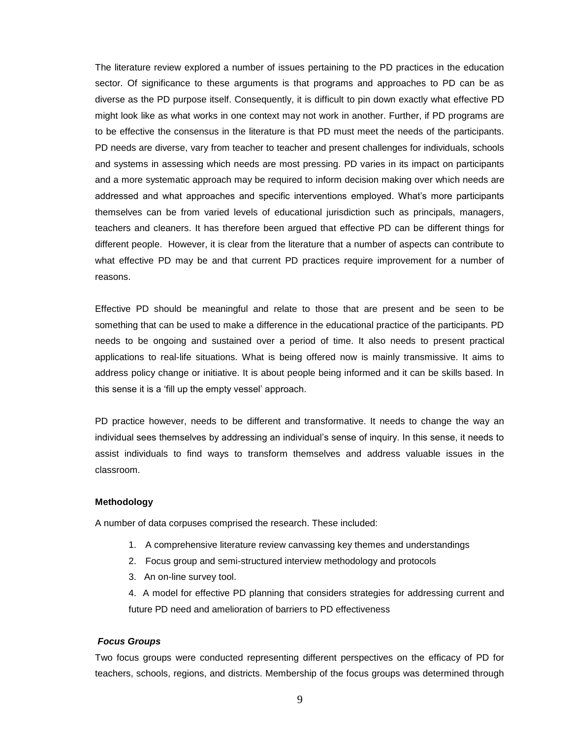The literature review explored a number of issues pertaining to the PD practices in the education sector. Of significance to these arguments is that programs and approaches to PD can be as diverse as the PD purpose itself. Consequently, it is difficult to pin down exactly what effective PD might look like as what works in one context may not work in another. Further, if PD programs are to be effective the consensus in the literature is that PD must meet the needs of the participants. PD needs are diverse, vary from teacher to teacher and present challenges for individuals, schools and systems in assessing which needs are most pressing. PD varies in its impact on participants and a more systematic approach may be required to inform decision making over which needs are addressed and what approaches and specific interventions employed. What's more participants themselves can be from varied levels of educational jurisdiction such as principals, managers, teachers and cleaners. It has therefore been argued that effective PD can be different things for different people. However, it is clear from the literature that a number of aspects can contribute to what effective PD may be and that current PD practices require improvement for a number of reasons.

Effective PD should be meaningful and relate to those that are present and be seen to be something that can be used to make a difference in the educational practice of the participants. PD needs to be ongoing and sustained over a period of time. It also needs to present practical applications to real-life situations. What is being offered now is mainly transmissive. It aims to address policy change or initiative. It is about people being informed and it can be skills based. In this sense it is a 'fill up the empty vessel' approach.

PD practice however, needs to be different and transformative. It needs to change the way an individual sees themselves by addressing an individual's sense of inquiry. In this sense, it needs to assist individuals to find ways to transform themselves and address valuable issues in the classroom.

**Methodology**

A number of data corpuses comprised the research. These included:

1. A comprehensive literature review canvassing key themes and understandings
2. Focus group and semi-structured interview methodology and protocols
3. An on-line survey tool.
4. A model for effective PD planning that considers strategies for addressing current and future PD need and amelioration of barriers to PD effectiveness

***Focus Groups***

Two focus groups were conducted representing different perspectives on the efficacy of PD for teachers, schools, regions, and districts. Membership of the focus groups was determined through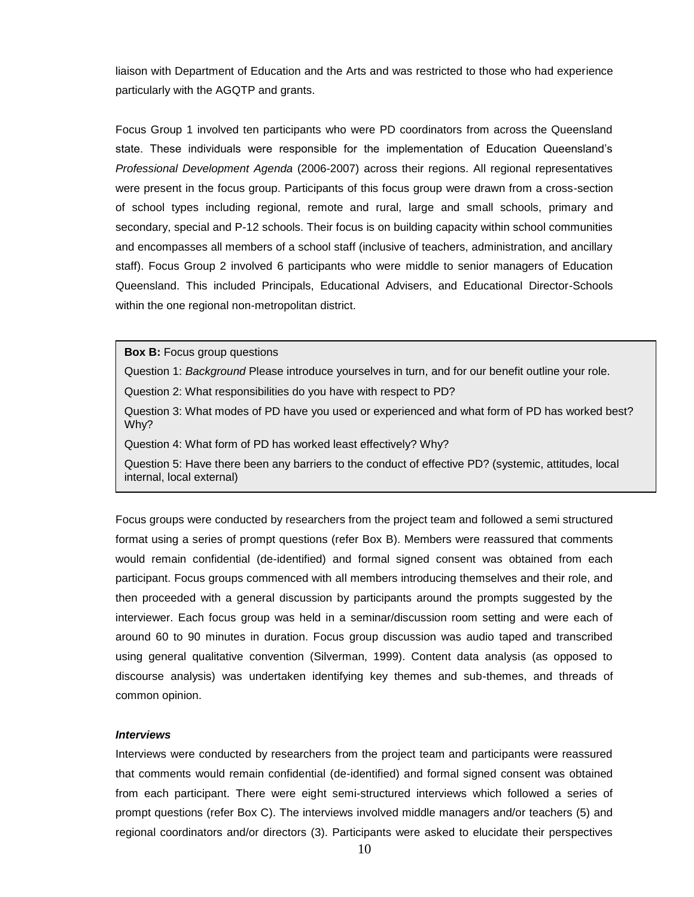liaison with Department of Education and the Arts and was restricted to those who had experience particularly with the AGQTP and grants.

Focus Group 1 involved ten participants who were PD coordinators from across the Queensland state. These individuals were responsible for the implementation of Education Queensland's *Professional Development Agenda* (2006-2007) across their regions. All regional representatives were present in the focus group. Participants of this focus group were drawn from a cross-section of school types including regional, remote and rural, large and small schools, primary and secondary, special and P-12 schools. Their focus is on building capacity within school communities and encompasses all members of a school staff (inclusive of teachers, administration, and ancillary staff). Focus Group 2 involved 6 participants who were middle to senior managers of Education Queensland. This included Principals, Educational Advisers, and Educational Director-Schools within the one regional non-metropolitan district.

> **Box B:** Focus group questions
>
> Question 1: *Background* Please introduce yourselves in turn, and for our benefit outline your role.
>
> Question 2: What responsibilities do you have with respect to PD?
>
> Question 3: What modes of PD have you used or experienced and what form of PD has worked best? Why?
>
> Question 4: What form of PD has worked least effectively? Why?
>
> Question 5: Have there been any barriers to the conduct of effective PD? (systemic, attitudes, local internal, local external)

Focus groups were conducted by researchers from the project team and followed a semi structured format using a series of prompt questions (refer Box B). Members were reassured that comments would remain confidential (de-identified) and formal signed consent was obtained from each participant. Focus groups commenced with all members introducing themselves and their role, and then proceeded with a general discussion by participants around the prompts suggested by the interviewer. Each focus group was held in a seminar/discussion room setting and were each of around 60 to 90 minutes in duration. Focus group discussion was audio taped and transcribed using general qualitative convention (Silverman, 1999). Content data analysis (as opposed to discourse analysis) was undertaken identifying key themes and sub-themes, and threads of common opinion.

***Interviews***

Interviews were conducted by researchers from the project team and participants were reassured that comments would remain confidential (de-identified) and formal signed consent was obtained from each participant. There were eight semi-structured interviews which followed a series of prompt questions (refer Box C). The interviews involved middle managers and/or teachers (5) and regional coordinators and/or directors (3). Participants were asked to elucidate their perspectives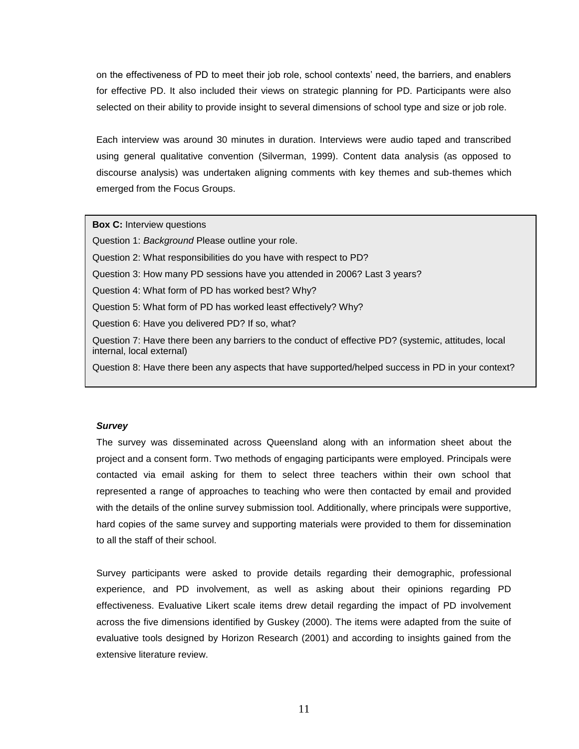on the effectiveness of PD to meet their job role, school contexts' need, the barriers, and enablers for effective PD. It also included their views on strategic planning for PD. Participants were also selected on their ability to provide insight to several dimensions of school type and size or job role.

Each interview was around 30 minutes in duration. Interviews were audio taped and transcribed using general qualitative convention (Silverman, 1999). Content data analysis (as opposed to discourse analysis) was undertaken aligning comments with key themes and sub-themes which emerged from the Focus Groups.

**Box C:** Interview questions

Question 1: *Background* Please outline your role.

Question 2: What responsibilities do you have with respect to PD?

Question 3: How many PD sessions have you attended in 2006? Last 3 years?

Question 4: What form of PD has worked best? Why?

Question 5: What form of PD has worked least effectively? Why?

Question 6: Have you delivered PD? If so, what?

Question 7: Have there been any barriers to the conduct of effective PD? (systemic, attitudes, local internal, local external)

Question 8: Have there been any aspects that have supported/helped success in PD in your context?

***Survey***

The survey was disseminated across Queensland along with an information sheet about the project and a consent form. Two methods of engaging participants were employed. Principals were contacted via email asking for them to select three teachers within their own school that represented a range of approaches to teaching who were then contacted by email and provided with the details of the online survey submission tool. Additionally, where principals were supportive, hard copies of the same survey and supporting materials were provided to them for dissemination to all the staff of their school.

Survey participants were asked to provide details regarding their demographic, professional experience, and PD involvement, as well as asking about their opinions regarding PD effectiveness. Evaluative Likert scale items drew detail regarding the impact of PD involvement across the five dimensions identified by Guskey (2000). The items were adapted from the suite of evaluative tools designed by Horizon Research (2001) and according to insights gained from the extensive literature review.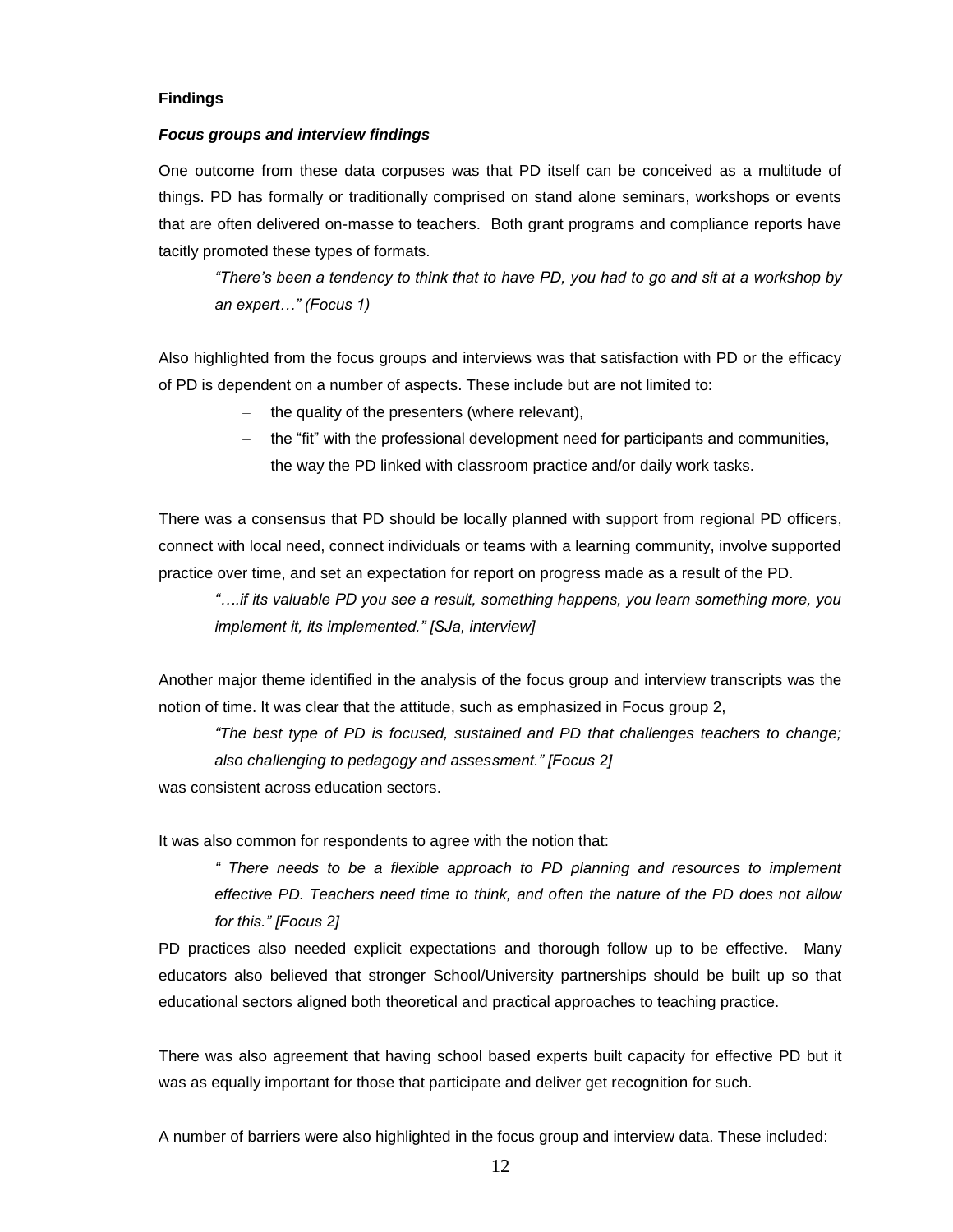**Findings**

***Focus groups and interview findings***

One outcome from these data corpuses was that PD itself can be conceived as a multitude of things. PD has formally or traditionally comprised on stand alone seminars, workshops or events that are often delivered on-masse to teachers. Both grant programs and compliance reports have tacitly promoted these types of formats.

> *"There's been a tendency to think that to have PD, you had to go and sit at a workshop by an expert…" (Focus 1)*

Also highlighted from the focus groups and interviews was that satisfaction with PD or the efficacy of PD is dependent on a number of aspects. These include but are not limited to:

- the quality of the presenters (where relevant),
- the "fit" with the professional development need for participants and communities,
- the way the PD linked with classroom practice and/or daily work tasks.

There was a consensus that PD should be locally planned with support from regional PD officers, connect with local need, connect individuals or teams with a learning community, involve supported practice over time, and set an expectation for report on progress made as a result of the PD.

> *"….if its valuable PD you see a result, something happens, you learn something more, you implement it, its implemented." [SJa, interview]*

Another major theme identified in the analysis of the focus group and interview transcripts was the notion of time. It was clear that the attitude, such as emphasized in Focus group 2,

> *"The best type of PD is focused, sustained and PD that challenges teachers to change; also challenging to pedagogy and assessment." [Focus 2]*

was consistent across education sectors.

It was also common for respondents to agree with the notion that:

> *" There needs to be a flexible approach to PD planning and resources to implement effective PD. Teachers need time to think, and often the nature of the PD does not allow for this." [Focus 2]*

PD practices also needed explicit expectations and thorough follow up to be effective. Many educators also believed that stronger School/University partnerships should be built up so that educational sectors aligned both theoretical and practical approaches to teaching practice.

There was also agreement that having school based experts built capacity for effective PD but it was as equally important for those that participate and deliver get recognition for such.

A number of barriers were also highlighted in the focus group and interview data. These included: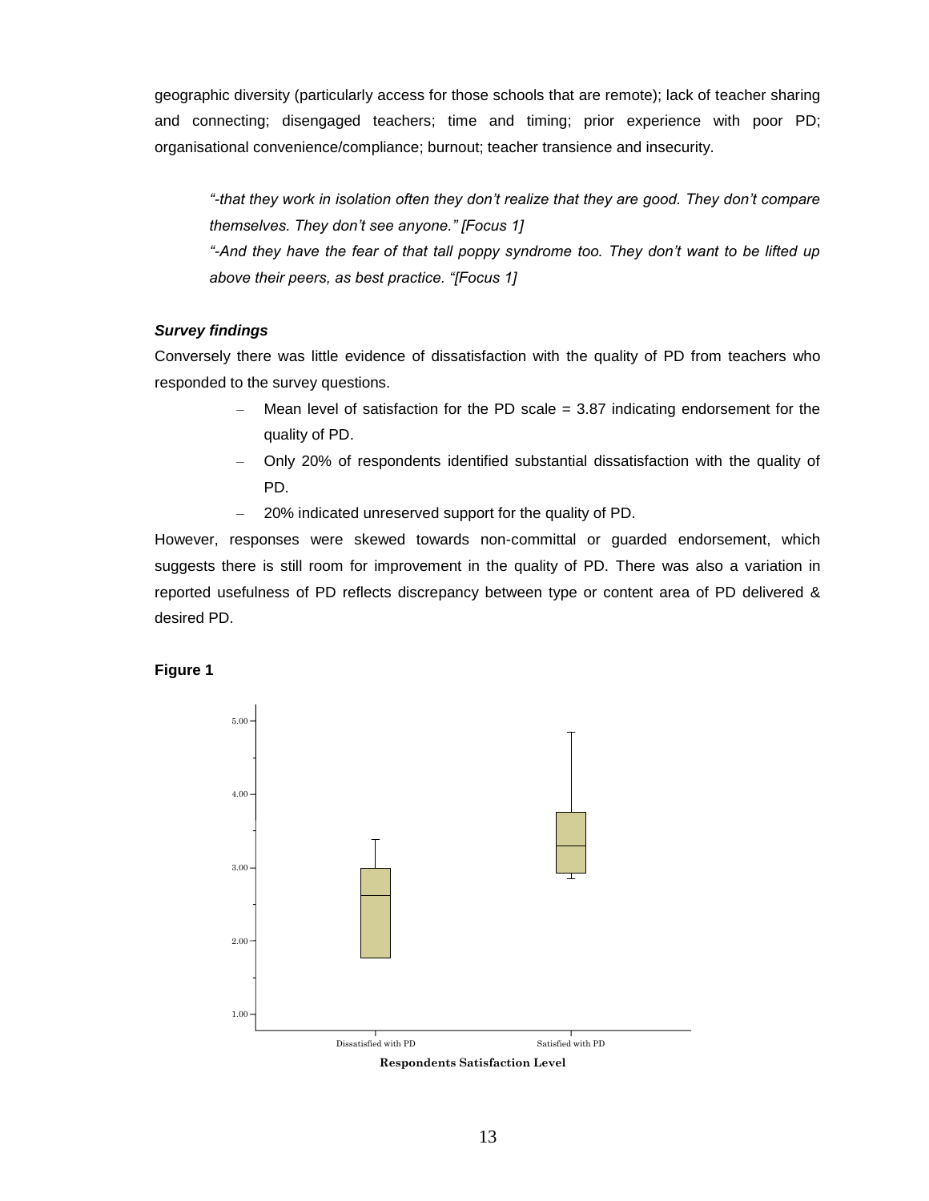geographic diversity (particularly access for those schools that are remote); lack of teacher sharing and connecting; disengaged teachers; time and timing; prior experience with poor PD; organisational convenience/compliance; burnout; teacher transience and insecurity.

> *"-that they work in isolation often they don't realize that they are good. They don't compare themselves. They don't see anyone." [Focus 1]*
>
> *"-And they have the fear of that tall poppy syndrome too. They don't want to be lifted up above their peers, as best practice. "[Focus 1]*

***Survey findings***

Conversely there was little evidence of dissatisfaction with the quality of PD from teachers who responded to the survey questions.

- Mean level of satisfaction for the PD scale = 3.87 indicating endorsement for the quality of PD.
- Only 20% of respondents identified substantial dissatisfaction with the quality of PD.
- 20% indicated unreserved support for the quality of PD.

However, responses were skewed towards non-committal or guarded endorsement, which suggests there is still room for improvement in the quality of PD. There was also a variation in reported usefulness of PD reflects discrepancy between type or content area of PD delivered & desired PD.

**Figure 1**

5.00
4.00
3.00
2.00
1.00

Dissatisfied with PD | Satisfied with PD

**Respondents Satisfaction Level**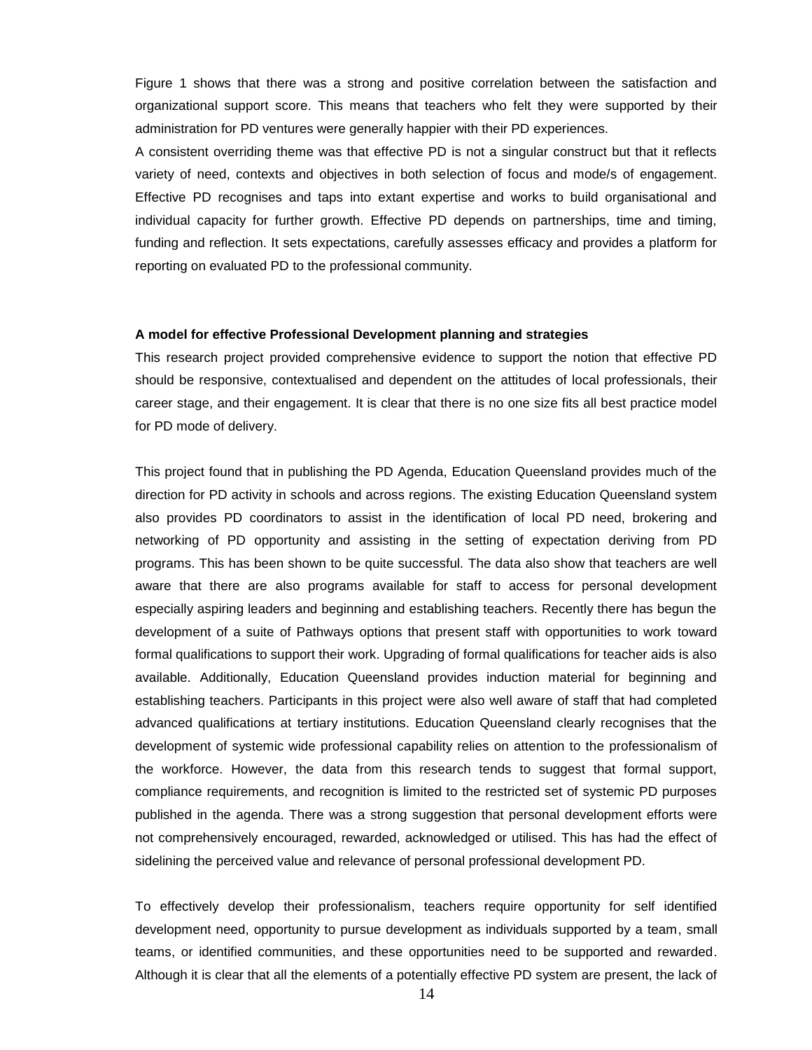Figure 1 shows that there was a strong and positive correlation between the satisfaction and organizational support score. This means that teachers who felt they were supported by their administration for PD ventures were generally happier with their PD experiences.

A consistent overriding theme was that effective PD is not a singular construct but that it reflects variety of need, contexts and objectives in both selection of focus and mode/s of engagement. Effective PD recognises and taps into extant expertise and works to build organisational and individual capacity for further growth. Effective PD depends on partnerships, time and timing, funding and reflection. It sets expectations, carefully assesses efficacy and provides a platform for reporting on evaluated PD to the professional community.

**A model for effective Professional Development planning and strategies**

This research project provided comprehensive evidence to support the notion that effective PD should be responsive, contextualised and dependent on the attitudes of local professionals, their career stage, and their engagement. It is clear that there is no one size fits all best practice model for PD mode of delivery.

This project found that in publishing the PD Agenda, Education Queensland provides much of the direction for PD activity in schools and across regions. The existing Education Queensland system also provides PD coordinators to assist in the identification of local PD need, brokering and networking of PD opportunity and assisting in the setting of expectation deriving from PD programs. This has been shown to be quite successful. The data also show that teachers are well aware that there are also programs available for staff to access for personal development especially aspiring leaders and beginning and establishing teachers. Recently there has begun the development of a suite of Pathways options that present staff with opportunities to work toward formal qualifications to support their work. Upgrading of formal qualifications for teacher aids is also available. Additionally, Education Queensland provides induction material for beginning and establishing teachers. Participants in this project were also well aware of staff that had completed advanced qualifications at tertiary institutions. Education Queensland clearly recognises that the development of systemic wide professional capability relies on attention to the professionalism of the workforce. However, the data from this research tends to suggest that formal support, compliance requirements, and recognition is limited to the restricted set of systemic PD purposes published in the agenda. There was a strong suggestion that personal development efforts were not comprehensively encouraged, rewarded, acknowledged or utilised. This has had the effect of sidelining the perceived value and relevance of personal professional development PD.

To effectively develop their professionalism, teachers require opportunity for self identified development need, opportunity to pursue development as individuals supported by a team, small teams, or identified communities, and these opportunities need to be supported and rewarded. Although it is clear that all the elements of a potentially effective PD system are present, the lack of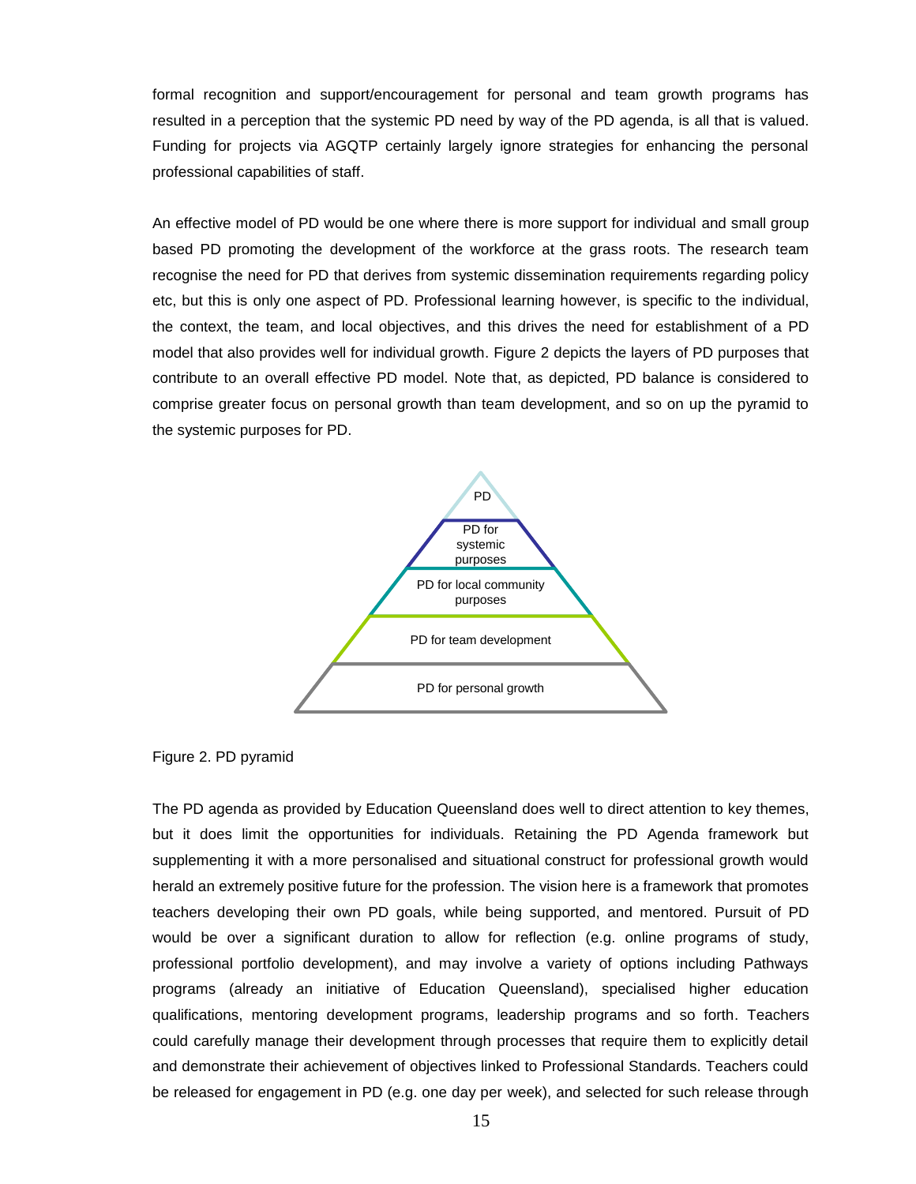formal recognition and support/encouragement for personal and team growth programs has resulted in a perception that the systemic PD need by way of the PD agenda, is all that is valued. Funding for projects via AGQTP certainly largely ignore strategies for enhancing the personal professional capabilities of staff.

An effective model of PD would be one where there is more support for individual and small group based PD promoting the development of the workforce at the grass roots. The research team recognise the need for PD that derives from systemic dissemination requirements regarding policy etc, but this is only one aspect of PD. Professional learning however, is specific to the individual, the context, the team, and local objectives, and this drives the need for establishment of a PD model that also provides well for individual growth. Figure 2 depicts the layers of PD purposes that contribute to an overall effective PD model. Note that, as depicted, PD balance is considered to comprise greater focus on personal growth than team development, and so on up the pyramid to the systemic purposes for PD.

PD

PD for systemic purposes

PD for local community purposes

PD for team development

PD for personal growth

Figure 2. PD pyramid

The PD agenda as provided by Education Queensland does well to direct attention to key themes, but it does limit the opportunities for individuals. Retaining the PD Agenda framework but supplementing it with a more personalised and situational construct for professional growth would herald an extremely positive future for the profession. The vision here is a framework that promotes teachers developing their own PD goals, while being supported, and mentored. Pursuit of PD would be over a significant duration to allow for reflection (e.g. online programs of study, professional portfolio development), and may involve a variety of options including Pathways programs (already an initiative of Education Queensland), specialised higher education qualifications, mentoring development programs, leadership programs and so forth. Teachers could carefully manage their development through processes that require them to explicitly detail and demonstrate their achievement of objectives linked to Professional Standards. Teachers could be released for engagement in PD (e.g. one day per week), and selected for such release through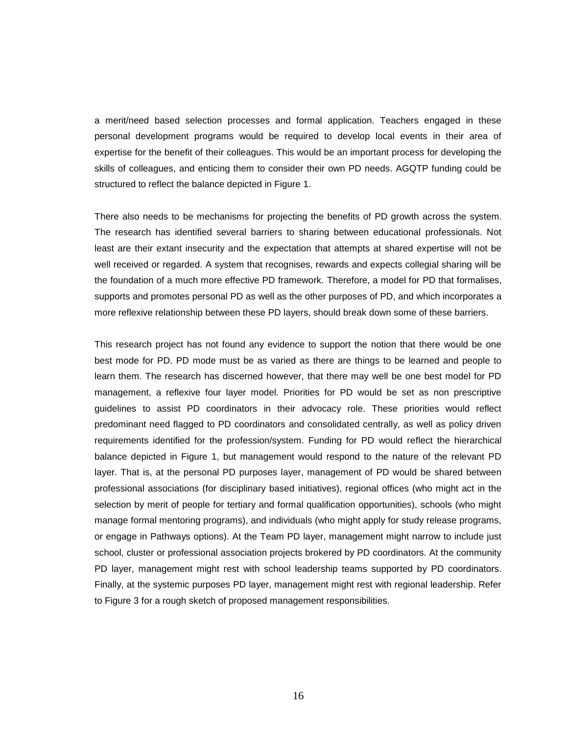a merit/need based selection processes and formal application. Teachers engaged in these personal development programs would be required to develop local events in their area of expertise for the benefit of their colleagues. This would be an important process for developing the skills of colleagues, and enticing them to consider their own PD needs. AGQTP funding could be structured to reflect the balance depicted in Figure 1.

There also needs to be mechanisms for projecting the benefits of PD growth across the system. The research has identified several barriers to sharing between educational professionals. Not least are their extant insecurity and the expectation that attempts at shared expertise will not be well received or regarded. A system that recognises, rewards and expects collegial sharing will be the foundation of a much more effective PD framework. Therefore, a model for PD that formalises, supports and promotes personal PD as well as the other purposes of PD, and which incorporates a more reflexive relationship between these PD layers, should break down some of these barriers.

This research project has not found any evidence to support the notion that there would be one best mode for PD. PD mode must be as varied as there are things to be learned and people to learn them. The research has discerned however, that there may well be one best model for PD management, a reflexive four layer model. Priorities for PD would be set as non prescriptive guidelines to assist PD coordinators in their advocacy role. These priorities would reflect predominant need flagged to PD coordinators and consolidated centrally, as well as policy driven requirements identified for the profession/system. Funding for PD would reflect the hierarchical balance depicted in Figure 1, but management would respond to the nature of the relevant PD layer. That is, at the personal PD purposes layer, management of PD would be shared between professional associations (for disciplinary based initiatives), regional offices (who might act in the selection by merit of people for tertiary and formal qualification opportunities), schools (who might manage formal mentoring programs), and individuals (who might apply for study release programs, or engage in Pathways options). At the Team PD layer, management might narrow to include just school, cluster or professional association projects brokered by PD coordinators. At the community PD layer, management might rest with school leadership teams supported by PD coordinators. Finally, at the systemic purposes PD layer, management might rest with regional leadership. Refer to Figure 3 for a rough sketch of proposed management responsibilities.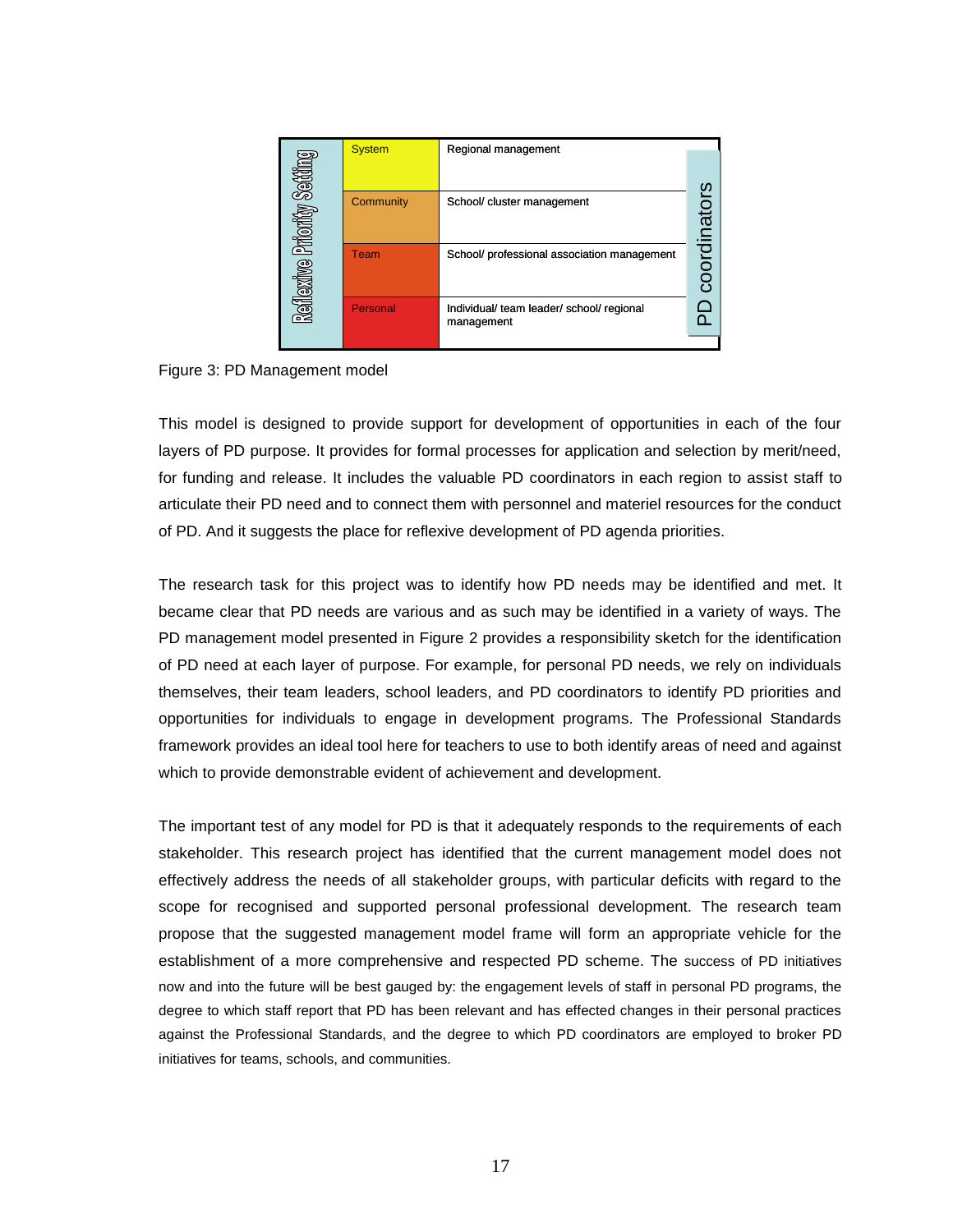| Reflexive Priority Setting | Layer | Management | PD coordinators |
|---|---|---|---|
| | System | Regional management | |
| | Community | School/ cluster management | |
| | Team | School/ professional association management | |
| | Personal | Individual/ team leader/ school/ regional management | |

Figure 3: PD Management model

This model is designed to provide support for development of opportunities in each of the four layers of PD purpose. It provides for formal processes for application and selection by merit/need, for funding and release. It includes the valuable PD coordinators in each region to assist staff to articulate their PD need and to connect them with personnel and materiel resources for the conduct of PD. And it suggests the place for reflexive development of PD agenda priorities.

The research task for this project was to identify how PD needs may be identified and met. It became clear that PD needs are various and as such may be identified in a variety of ways. The PD management model presented in Figure 2 provides a responsibility sketch for the identification of PD need at each layer of purpose. For example, for personal PD needs, we rely on individuals themselves, their team leaders, school leaders, and PD coordinators to identify PD priorities and opportunities for individuals to engage in development programs. The Professional Standards framework provides an ideal tool here for teachers to use to both identify areas of need and against which to provide demonstrable evident of achievement and development.

The important test of any model for PD is that it adequately responds to the requirements of each stakeholder. This research project has identified that the current management model does not effectively address the needs of all stakeholder groups, with particular deficits with regard to the scope for recognised and supported personal professional development. The research team propose that the suggested management model frame will form an appropriate vehicle for the establishment of a more comprehensive and respected PD scheme. The success of PD initiatives now and into the future will be best gauged by: the engagement levels of staff in personal PD programs, the degree to which staff report that PD has been relevant and has effected changes in their personal practices against the Professional Standards, and the degree to which PD coordinators are employed to broker PD initiatives for teams, schools, and communities.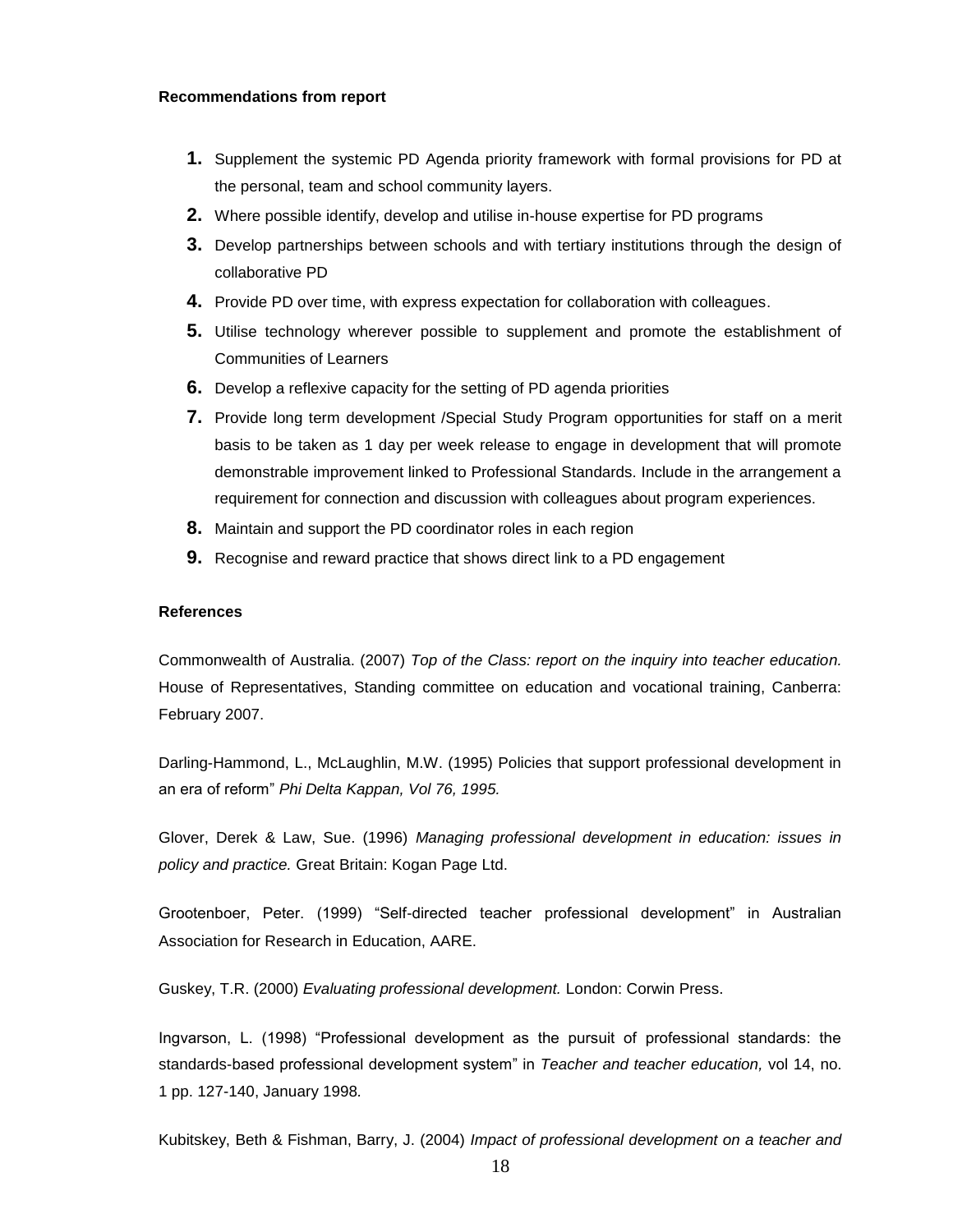**Recommendations from report**

1. Supplement the systemic PD Agenda priority framework with formal provisions for PD at the personal, team and school community layers.
2. Where possible identify, develop and utilise in-house expertise for PD programs
3. Develop partnerships between schools and with tertiary institutions through the design of collaborative PD
4. Provide PD over time, with express expectation for collaboration with colleagues.
5. Utilise technology wherever possible to supplement and promote the establishment of Communities of Learners
6. Develop a reflexive capacity for the setting of PD agenda priorities
7. Provide long term development /Special Study Program opportunities for staff on a merit basis to be taken as 1 day per week release to engage in development that will promote demonstrable improvement linked to Professional Standards. Include in the arrangement a requirement for connection and discussion with colleagues about program experiences.
8. Maintain and support the PD coordinator roles in each region
9. Recognise and reward practice that shows direct link to a PD engagement

**References**

Commonwealth of Australia. (2007) *Top of the Class: report on the inquiry into teacher education.* House of Representatives, Standing committee on education and vocational training, Canberra: February 2007.

Darling-Hammond, L., McLaughlin, M.W. (1995) Policies that support professional development in an era of reform" *Phi Delta Kappan, Vol 76, 1995.*

Glover, Derek & Law, Sue. (1996) *Managing professional development in education: issues in policy and practice.* Great Britain: Kogan Page Ltd.

Grootenboer, Peter. (1999) "Self-directed teacher professional development" in Australian Association for Research in Education, AARE.

Guskey, T.R. (2000) *Evaluating professional development.* London: Corwin Press.

Ingvarson, L. (1998) "Professional development as the pursuit of professional standards: the standards-based professional development system" in *Teacher and teacher education,* vol 14, no. 1 pp. 127-140, January 1998.

Kubitskey, Beth & Fishman, Barry, J. (2004) *Impact of professional development on a teacher and*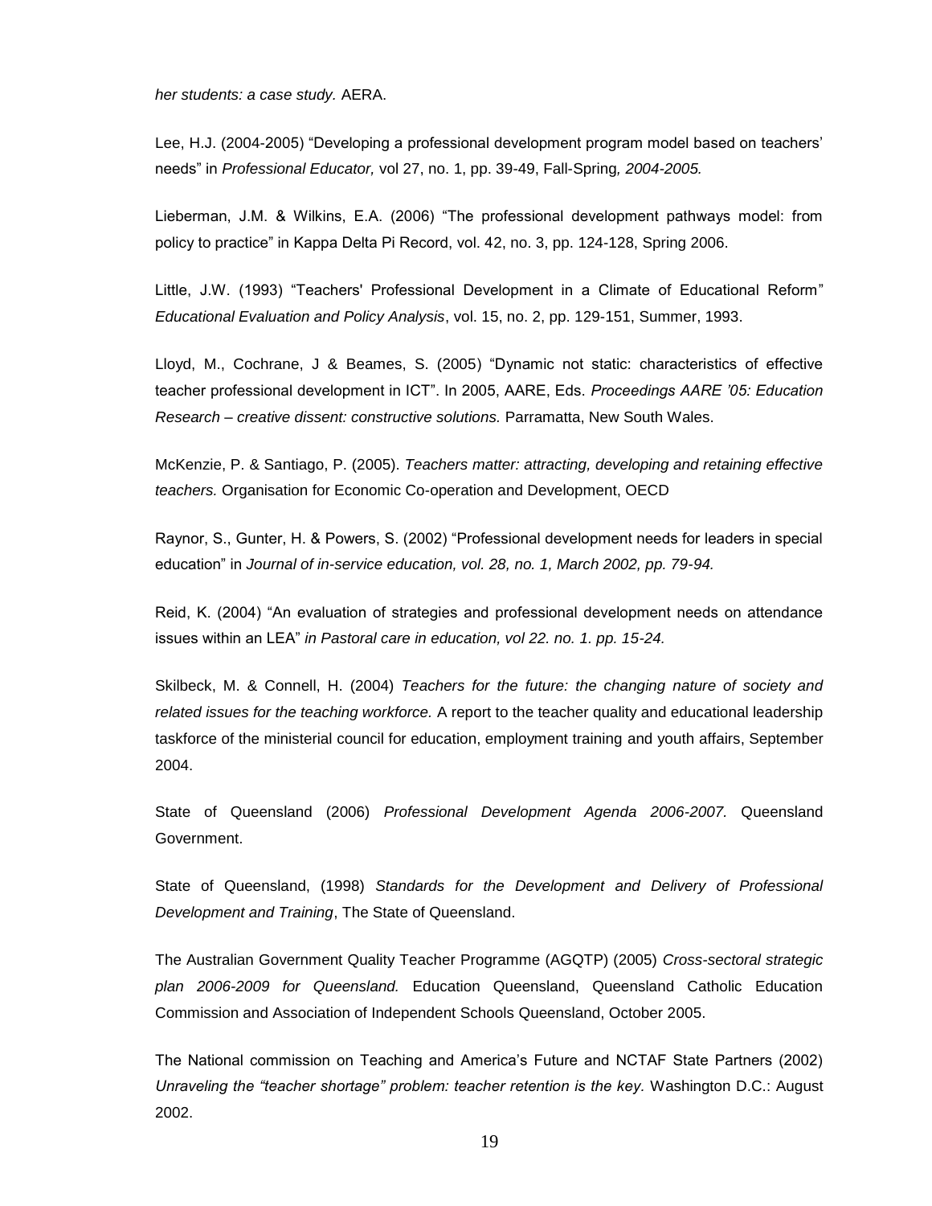*her students: a case study.* AERA.

Lee, H.J. (2004-2005) "Developing a professional development program model based on teachers' needs" in *Professional Educator,* vol 27, no. 1, pp. 39-49, Fall-Spring*, 2004-2005.*

Lieberman, J.M. & Wilkins, E.A. (2006) "The professional development pathways model: from policy to practice" in Kappa Delta Pi Record, vol. 42, no. 3, pp. 124-128, Spring 2006.

Little, J.W. (1993) "Teachers' Professional Development in a Climate of Educational Reform" *Educational Evaluation and Policy Analysis*, vol. 15, no. 2, pp. 129-151, Summer, 1993.

Lloyd, M., Cochrane, J & Beames, S. (2005) "Dynamic not static: characteristics of effective teacher professional development in ICT". In 2005, AARE, Eds. *Proceedings AARE '05: Education Research – creative dissent: constructive solutions.* Parramatta, New South Wales.

McKenzie, P. & Santiago, P. (2005). *Teachers matter: attracting, developing and retaining effective teachers.* Organisation for Economic Co-operation and Development, OECD

Raynor, S., Gunter, H. & Powers, S. (2002) "Professional development needs for leaders in special education" in *Journal of in-service education, vol. 28, no. 1, March 2002, pp. 79-94.*

Reid, K. (2004) "An evaluation of strategies and professional development needs on attendance issues within an LEA" *in Pastoral care in education, vol 22. no. 1. pp. 15-24.*

Skilbeck, M. & Connell, H. (2004) *Teachers for the future: the changing nature of society and related issues for the teaching workforce.* A report to the teacher quality and educational leadership taskforce of the ministerial council for education, employment training and youth affairs, September 2004.

State of Queensland (2006) *Professional Development Agenda 2006-2007.* Queensland Government.

State of Queensland, (1998) *Standards for the Development and Delivery of Professional Development and Training*, The State of Queensland.

The Australian Government Quality Teacher Programme (AGQTP) (2005) *Cross-sectoral strategic plan 2006-2009 for Queensland.* Education Queensland, Queensland Catholic Education Commission and Association of Independent Schools Queensland, October 2005.

The National commission on Teaching and America's Future and NCTAF State Partners (2002) *Unraveling the "teacher shortage" problem: teacher retention is the key.* Washington D.C.: August 2002.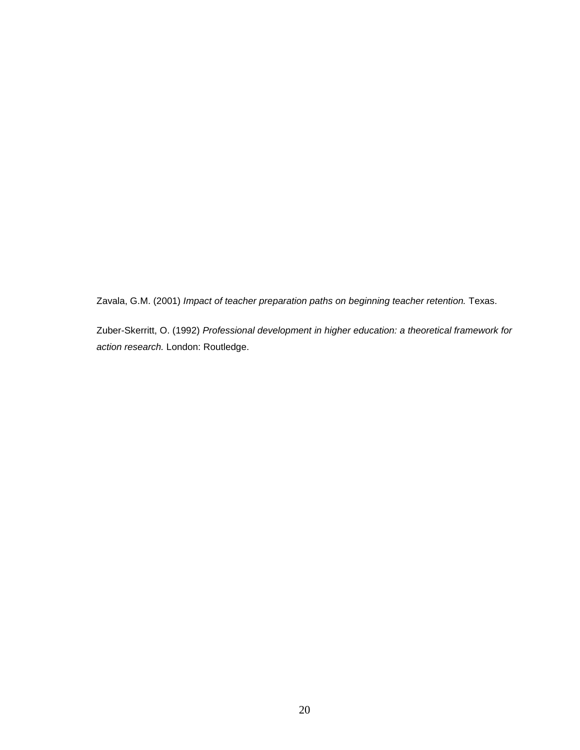Zavala, G.M. (2001) *Impact of teacher preparation paths on beginning teacher retention.* Texas.

Zuber-Skerritt, O. (1992) *Professional development in higher education: a theoretical framework for action research.* London: Routledge.